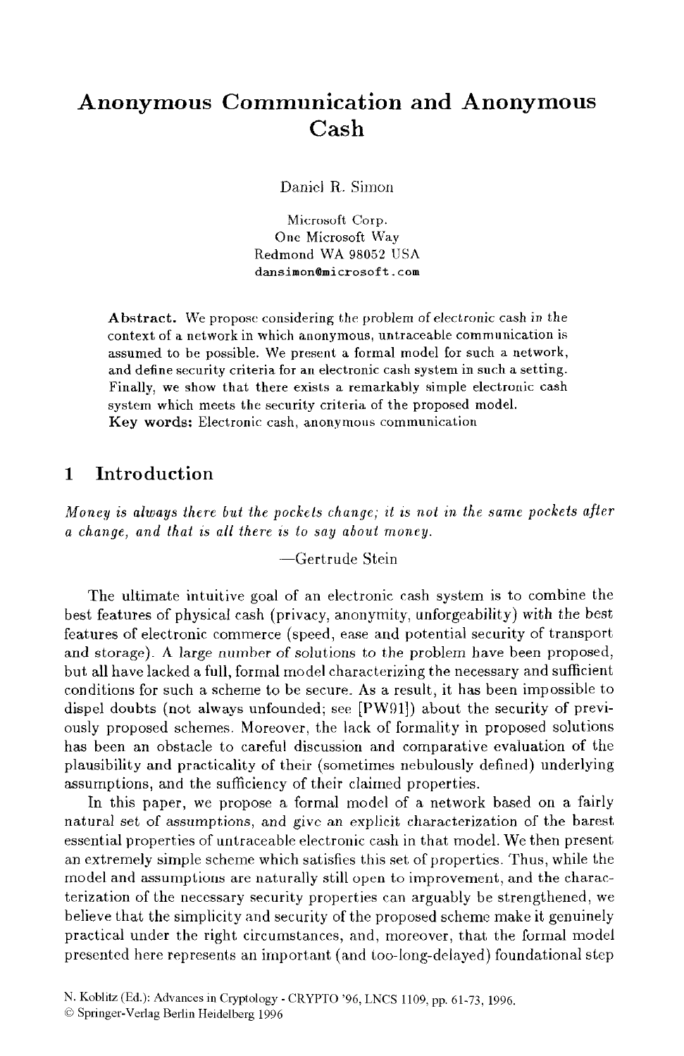# Anonymous Communication and Anonymous Cash

Daniel R. Simon

Microsoft Corp.
One Microsoft Way
Redmond WA 98052 USA
dansimon@microsoft.com

**Abstract.** We propose considering the problem of electronic cash in the context of a network in which anonymous, untraceable communication is assumed to be possible. We present a formal model for such a network, and define security criteria for an electronic cash system in such a setting. Finally, we show that there exists a remarkably simple electronic cash system which meets the security criteria of the proposed model.
**Key words:** Electronic cash, anonymous communication

## 1 Introduction

*Money is always there but the pockets change; it is not in the same pockets after a change, and that is all there is to say about money.*

—Gertrude Stein

The ultimate intuitive goal of an electronic cash system is to combine the best features of physical cash (privacy, anonymity, unforgeability) with the best features of electronic commerce (speed, ease and potential security of transport and storage). A large number of solutions to the problem have been proposed, but all have lacked a full, formal model characterizing the necessary and sufficient conditions for such a scheme to be secure. As a result, it has been impossible to dispel doubts (not always unfounded; see [PW91]) about the security of previously proposed schemes. Moreover, the lack of formality in proposed solutions has been an obstacle to careful discussion and comparative evaluation of the plausibility and practicality of their (sometimes nebulously defined) underlying assumptions, and the sufficiency of their claimed properties.

In this paper, we propose a formal model of a network based on a fairly natural set of assumptions, and give an explicit characterization of the barest essential properties of untraceable electronic cash in that model. We then present an extremely simple scheme which satisfies this set of properties. Thus, while the model and assumptions are naturally still open to improvement, and the characterization of the necessary security properties can arguably be strengthened, we believe that the simplicity and security of the proposed scheme make it genuinely practical under the right circumstances, and, moreover, that the formal model presented here represents an important (and too-long-delayed) foundational step

N. Koblitz (Ed.): Advances in Cryptology - CRYPTO '96, LNCS 1109, pp. 61-73, 1996.
© Springer-Verlag Berlin Heidelberg 1996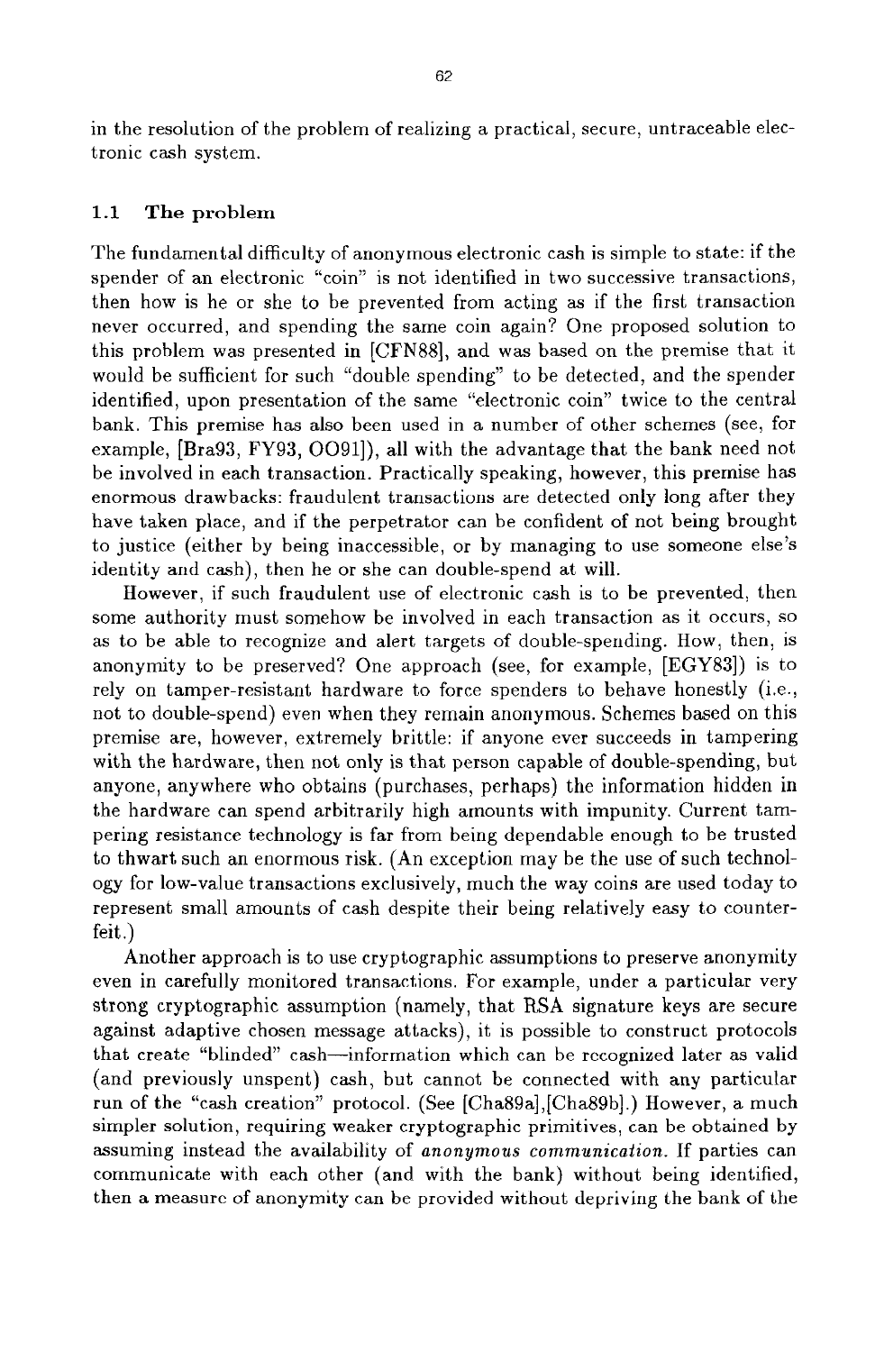in the resolution of the problem of realizing a practical, secure, untraceable electronic cash system.

### 1.1 The problem

The fundamental difficulty of anonymous electronic cash is simple to state: if the spender of an electronic "coin" is not identified in two successive transactions, then how is he or she to be prevented from acting as if the first transaction never occurred, and spending the same coin again? One proposed solution to this problem was presented in [CFN88], and was based on the premise that it would be sufficient for such "double spending" to be detected, and the spender identified, upon presentation of the same "electronic coin" twice to the central bank. This premise has also been used in a number of other schemes (see, for example, [Bra93, FY93, OO91]), all with the advantage that the bank need not be involved in each transaction. Practically speaking, however, this premise has enormous drawbacks: fraudulent transactions are detected only long after they have taken place, and if the perpetrator can be confident of not being brought to justice (either by being inaccessible, or by managing to use someone else's identity and cash), then he or she can double-spend at will.

However, if such fraudulent use of electronic cash is to be prevented, then some authority must somehow be involved in each transaction as it occurs, so as to be able to recognize and alert targets of double-spending. How, then, is anonymity to be preserved? One approach (see, for example, [EGY83]) is to rely on tamper-resistant hardware to force spenders to behave honestly (i.e., not to double-spend) even when they remain anonymous. Schemes based on this premise are, however, extremely brittle: if anyone ever succeeds in tampering with the hardware, then not only is that person capable of double-spending, but anyone, anywhere who obtains (purchases, perhaps) the information hidden in the hardware can spend arbitrarily high amounts with impunity. Current tampering resistance technology is far from being dependable enough to be trusted to thwart such an enormous risk. (An exception may be the use of such technology for low-value transactions exclusively, much the way coins are used today to represent small amounts of cash despite their being relatively easy to counterfeit.)

Another approach is to use cryptographic assumptions to preserve anonymity even in carefully monitored transactions. For example, under a particular very strong cryptographic assumption (namely, that RSA signature keys are secure against adaptive chosen message attacks), it is possible to construct protocols that create "blinded" cash—information which can be recognized later as valid (and previously unspent) cash, but cannot be connected with any particular run of the "cash creation" protocol. (See [Cha89a],[Cha89b].) However, a much simpler solution, requiring weaker cryptographic primitives, can be obtained by assuming instead the availability of *anonymous communication*. If parties can communicate with each other (and with the bank) without being identified, then a measure of anonymity can be provided without depriving the bank of the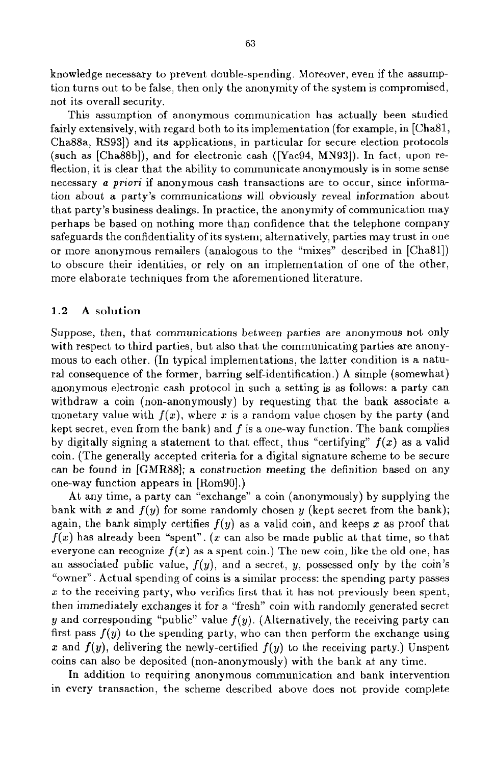knowledge necessary to prevent double-spending. Moreover, even if the assumption turns out to be false, then only the anonymity of the system is compromised, not its overall security.

This assumption of anonymous communication has actually been studied fairly extensively, with regard both to its implementation (for example, in [Cha81, Cha88a, RS93]) and its applications, in particular for secure election protocols (such as [Cha88b]), and for electronic cash ([Yac94, MN93]). In fact, upon reflection, it is clear that the ability to communicate anonymously is in some sense necessary *a priori* if anonymous cash transactions are to occur, since information about a party's communications will obviously reveal information about that party's business dealings. In practice, the anonymity of communication may perhaps be based on nothing more than confidence that the telephone company safeguards the confidentiality of its system; alternatively, parties may trust in one or more anonymous remailers (analogous to the "mixes" described in [Cha81]) to obscure their identities, or rely on an implementation of one of the other, more elaborate techniques from the aforementioned literature.

### 1.2 A solution

Suppose, then, that communications between parties are anonymous not only with respect to third parties, but also that the communicating parties are anonymous to each other. (In typical implementations, the latter condition is a natural consequence of the former, barring self-identification.) A simple (somewhat) anonymous electronic cash protocol in such a setting is as follows: a party can withdraw a coin (non-anonymously) by requesting that the bank associate a monetary value with $f(x)$, where $x$ is a random value chosen by the party (and kept secret, even from the bank) and $f$ is a one-way function. The bank complies by digitally signing a statement to that effect, thus "certifying" $f(x)$ as a valid coin. (The generally accepted criteria for a digital signature scheme to be secure can be found in [GMR88]; a construction meeting the definition based on any one-way function appears in [Rom90].)

At any time, a party can "exchange" a coin (anonymously) by supplying the bank with $x$ and $f(y)$ for some randomly chosen $y$ (kept secret from the bank); again, the bank simply certifies $f(y)$ as a valid coin, and keeps $x$ as proof that $f(x)$ has already been "spent". ($x$ can also be made public at that time, so that everyone can recognize $f(x)$ as a spent coin.) The new coin, like the old one, has an associated public value, $f(y)$, and a secret, $y$, possessed only by the coin's "owner". Actual spending of coins is a similar process: the spending party passes $x$ to the receiving party, who verifies first that it has not previously been spent, then immediately exchanges it for a "fresh" coin with randomly generated secret $y$ and corresponding "public" value $f(y)$. (Alternatively, the receiving party can first pass $f(y)$ to the spending party, who can then perform the exchange using $x$ and $f(y)$, delivering the newly-certified $f(y)$ to the receiving party.) Unspent coins can also be deposited (non-anonymously) with the bank at any time.

In addition to requiring anonymous communication and bank intervention in every transaction, the scheme described above does not provide complete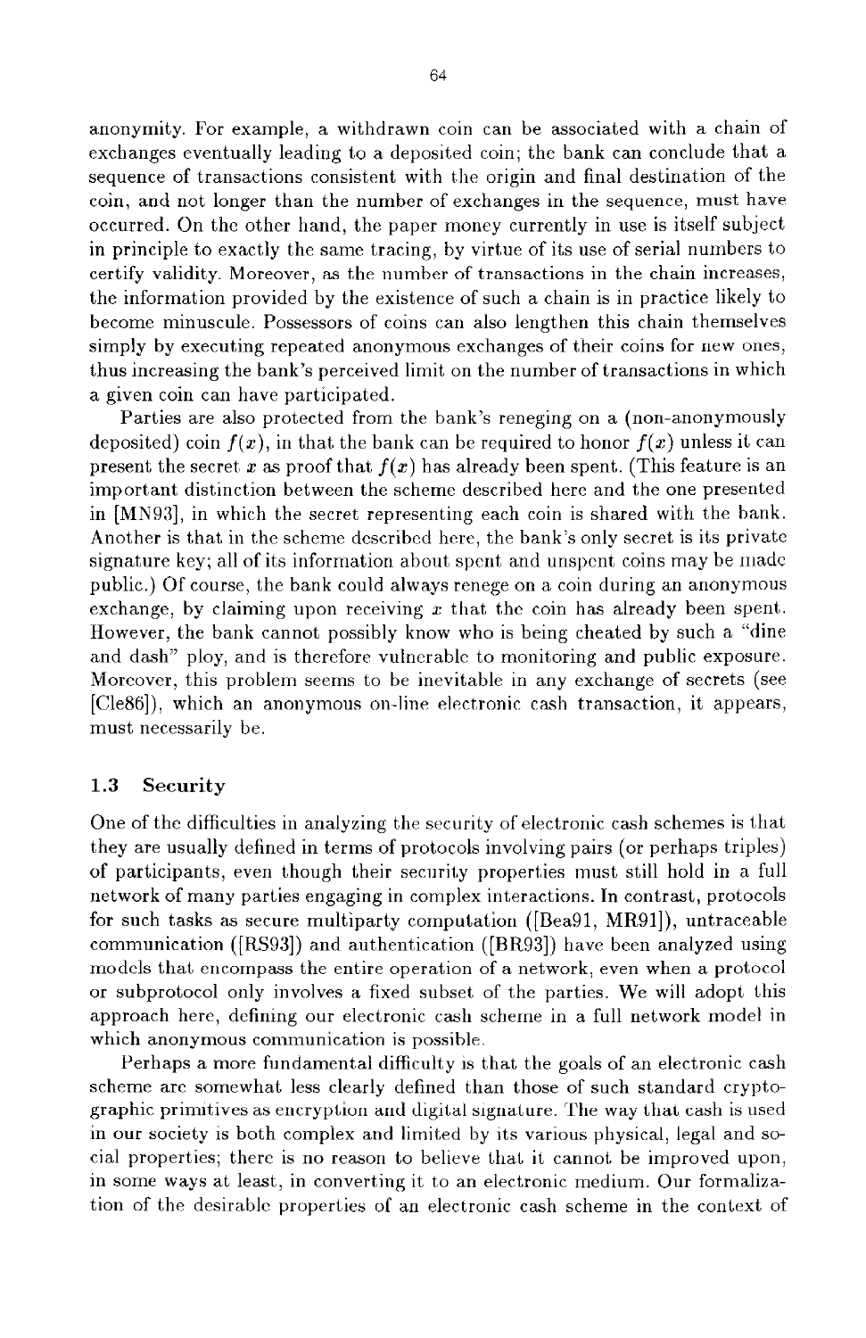anonymity. For example, a withdrawn coin can be associated with a chain of exchanges eventually leading to a deposited coin; the bank can conclude that a sequence of transactions consistent with the origin and final destination of the coin, and not longer than the number of exchanges in the sequence, must have occurred. On the other hand, the paper money currently in use is itself subject in principle to exactly the same tracing, by virtue of its use of serial numbers to certify validity. Moreover, as the number of transactions in the chain increases, the information provided by the existence of such a chain is in practice likely to become minuscule. Possessors of coins can also lengthen this chain themselves simply by executing repeated anonymous exchanges of their coins for new ones, thus increasing the bank's perceived limit on the number of transactions in which a given coin can have participated.

Parties are also protected from the bank's reneging on a (non-anonymously deposited) coin $f(x)$, in that the bank can be required to honor $f(x)$ unless it can present the secret $x$ as proof that $f(x)$ has already been spent. (This feature is an important distinction between the scheme described here and the one presented in [MN93], in which the secret representing each coin is shared with the bank. Another is that in the scheme described here, the bank's only secret is its private signature key; all of its information about spent and unspent coins may be made public.) Of course, the bank could always renege on a coin during an anonymous exchange, by claiming upon receiving $x$ that the coin has already been spent. However, the bank cannot possibly know who is being cheated by such a "dine and dash" ploy, and is therefore vulnerable to monitoring and public exposure. Moreover, this problem seems to be inevitable in any exchange of secrets (see [Cle86]), which an anonymous on-line electronic cash transaction, it appears, must necessarily be.

### 1.3 Security

One of the difficulties in analyzing the security of electronic cash schemes is that they are usually defined in terms of protocols involving pairs (or perhaps triples) of participants, even though their security properties must still hold in a full network of many parties engaging in complex interactions. In contrast, protocols for such tasks as secure multiparty computation ([Bea91, MR91]), untraceable communication ([RS93]) and authentication ([BR93]) have been analyzed using models that encompass the entire operation of a network, even when a protocol or subprotocol only involves a fixed subset of the parties. We will adopt this approach here, defining our electronic cash scheme in a full network model in which anonymous communication is possible.

Perhaps a more fundamental difficulty is that the goals of an electronic cash scheme are somewhat less clearly defined than those of such standard cryptographic primitives as encryption and digital signature. The way that cash is used in our society is both complex and limited by its various physical, legal and social properties; there is no reason to believe that it cannot be improved upon, in some ways at least, in converting it to an electronic medium. Our formalization of the desirable properties of an electronic cash scheme in the context of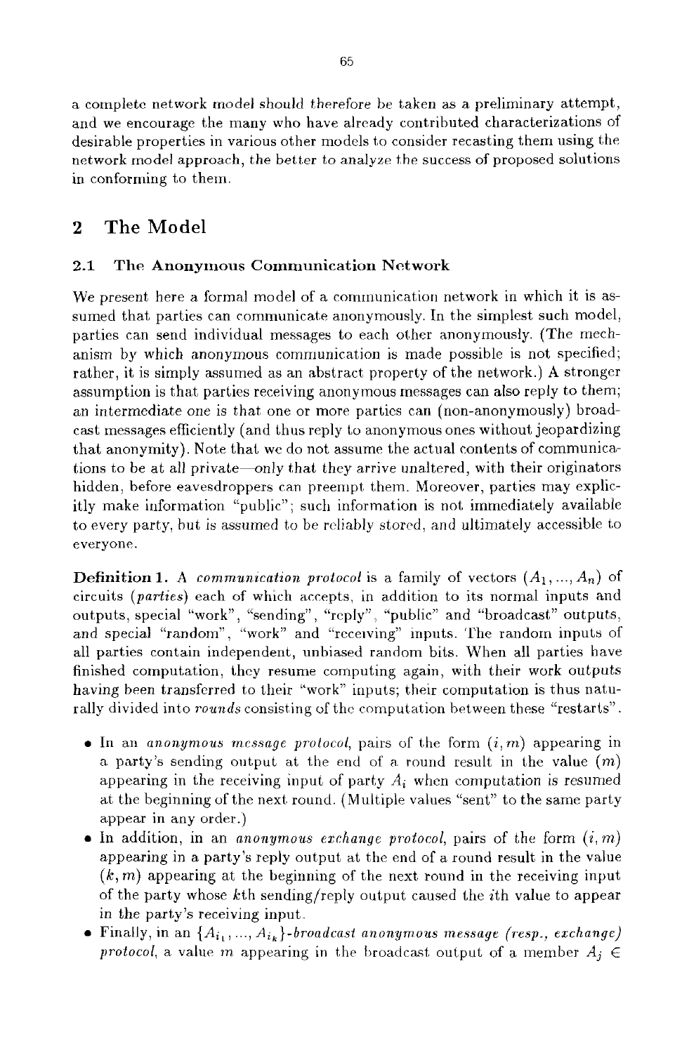a complete network model should therefore be taken as a preliminary attempt, and we encourage the many who have already contributed characterizations of desirable properties in various other models to consider recasting them using the network model approach, the better to analyze the success of proposed solutions in conforming to them.

## 2 The Model

### 2.1 The Anonymous Communication Network

We present here a formal model of a communication network in which it is assumed that parties can communicate anonymously. In the simplest such model, parties can send individual messages to each other anonymously. (The mechanism by which anonymous communication is made possible is not specified; rather, it is simply assumed as an abstract property of the network.) A stronger assumption is that parties receiving anonymous messages can also reply to them; an intermediate one is that one or more parties can (non-anonymously) broadcast messages efficiently (and thus reply to anonymous ones without jeopardizing that anonymity). Note that we do not assume the actual contents of communications to be at all private—only that they arrive unaltered, with their originators hidden, before eavesdroppers can preempt them. Moreover, parties may explicitly make information "public"; such information is not immediately available to every party, but is assumed to be reliably stored, and ultimately accessible to everyone.

**Definition 1.** A *communication protocol* is a family of vectors $(A_1, ..., A_n)$ of circuits (*parties*) each of which accepts, in addition to its normal inputs and outputs, special "work", "sending", "reply", "public" and "broadcast" outputs, and special "random", "work" and "receiving" inputs. The random inputs of all parties contain independent, unbiased random bits. When all parties have finished computation, they resume computing again, with their work outputs having been transferred to their "work" inputs; their computation is thus naturally divided into *rounds* consisting of the computation between these "restarts".

- In an *anonymous message protocol*, pairs of the form $(i, m)$ appearing in a party's sending output at the end of a round result in the value $(m)$ appearing in the receiving input of party $A_i$ when computation is resumed at the beginning of the next round. (Multiple values "sent" to the same party appear in any order.)
- In addition, in an *anonymous exchange protocol*, pairs of the form $(i, m)$ appearing in a party's reply output at the end of a round result in the value $(k, m)$ appearing at the beginning of the next round in the receiving input of the party whose $k$th sending/reply output caused the $i$th value to appear in the party's receiving input.
- Finally, in an $\{A_{i_1}, ..., A_{i_k}\}$*-broadcast anonymous message (resp., exchange) protocol*, a value $m$ appearing in the broadcast output of a member $A_j \in$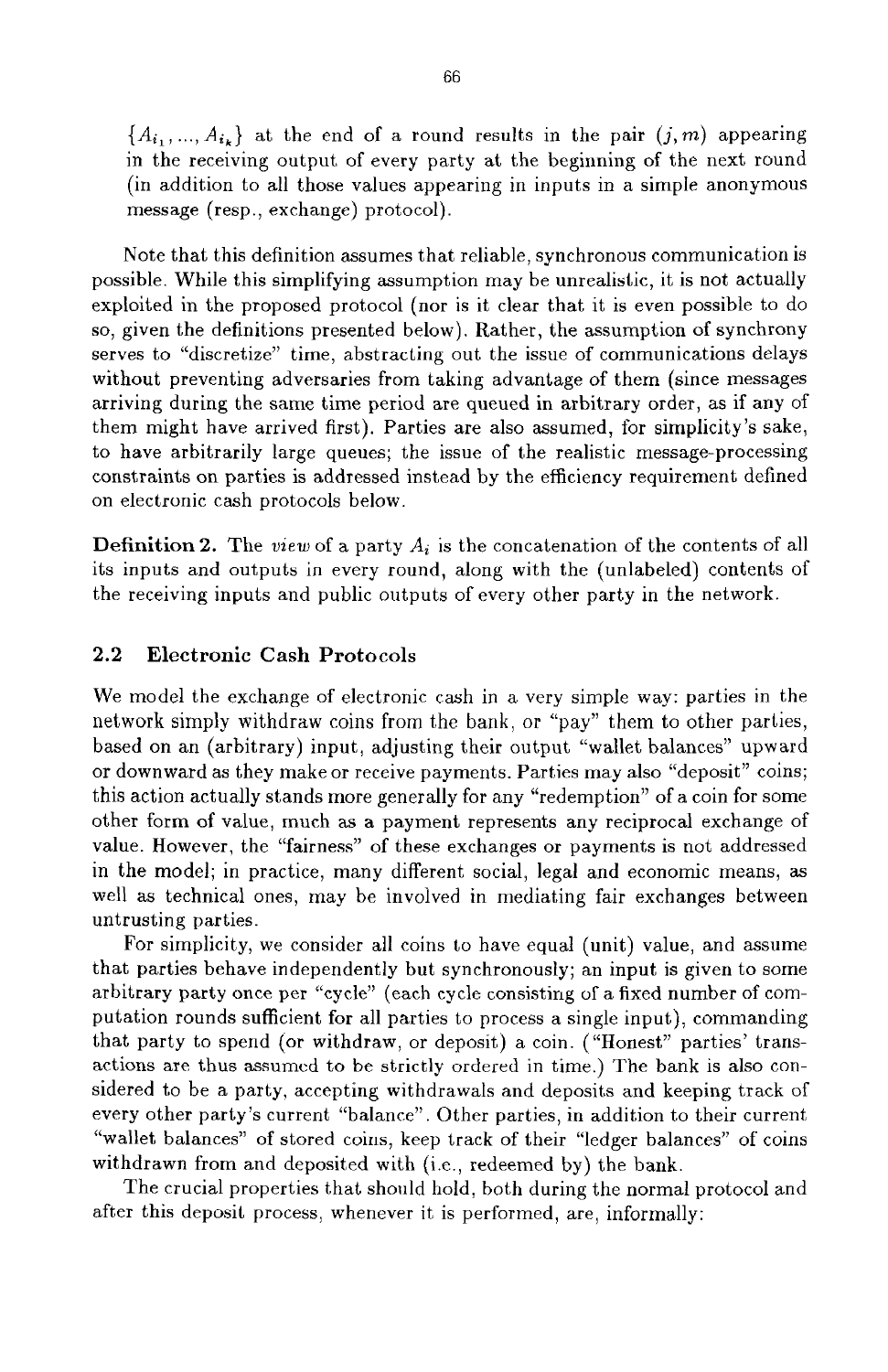$\{A_{i_1}, ..., A_{i_k}\}$ at the end of a round results in the pair $(j, m)$ appearing in the receiving output of every party at the beginning of the next round (in addition to all those values appearing in inputs in a simple anonymous message (resp., exchange) protocol).

Note that this definition assumes that reliable, synchronous communication is possible. While this simplifying assumption may be unrealistic, it is not actually exploited in the proposed protocol (nor is it clear that it is even possible to do so, given the definitions presented below). Rather, the assumption of synchrony serves to "discretize" time, abstracting out the issue of communications delays without preventing adversaries from taking advantage of them (since messages arriving during the same time period are queued in arbitrary order, as if any of them might have arrived first). Parties are also assumed, for simplicity's sake, to have arbitrarily large queues; the issue of the realistic message-processing constraints on parties is addressed instead by the efficiency requirement defined on electronic cash protocols below.

**Definition 2.** The *view* of a party $A_i$ is the concatenation of the contents of all its inputs and outputs in every round, along with the (unlabeled) contents of the receiving inputs and public outputs of every other party in the network.

### 2.2 Electronic Cash Protocols

We model the exchange of electronic cash in a very simple way: parties in the network simply withdraw coins from the bank, or "pay" them to other parties, based on an (arbitrary) input, adjusting their output "wallet balances" upward or downward as they make or receive payments. Parties may also "deposit" coins; this action actually stands more generally for any "redemption" of a coin for some other form of value, much as a payment represents any reciprocal exchange of value. However, the "fairness" of these exchanges or payments is not addressed in the model; in practice, many different social, legal and economic means, as well as technical ones, may be involved in mediating fair exchanges between untrusting parties.

For simplicity, we consider all coins to have equal (unit) value, and assume that parties behave independently but synchronously; an input is given to some arbitrary party once per "cycle" (each cycle consisting of a fixed number of computation rounds sufficient for all parties to process a single input), commanding that party to spend (or withdraw, or deposit) a coin. ("Honest" parties' transactions are thus assumed to be strictly ordered in time.) The bank is also considered to be a party, accepting withdrawals and deposits and keeping track of every other party's current "balance". Other parties, in addition to their current "wallet balances" of stored coins, keep track of their "ledger balances" of coins withdrawn from and deposited with (i.e., redeemed by) the bank.

The crucial properties that should hold, both during the normal protocol and after this deposit process, whenever it is performed, are, informally: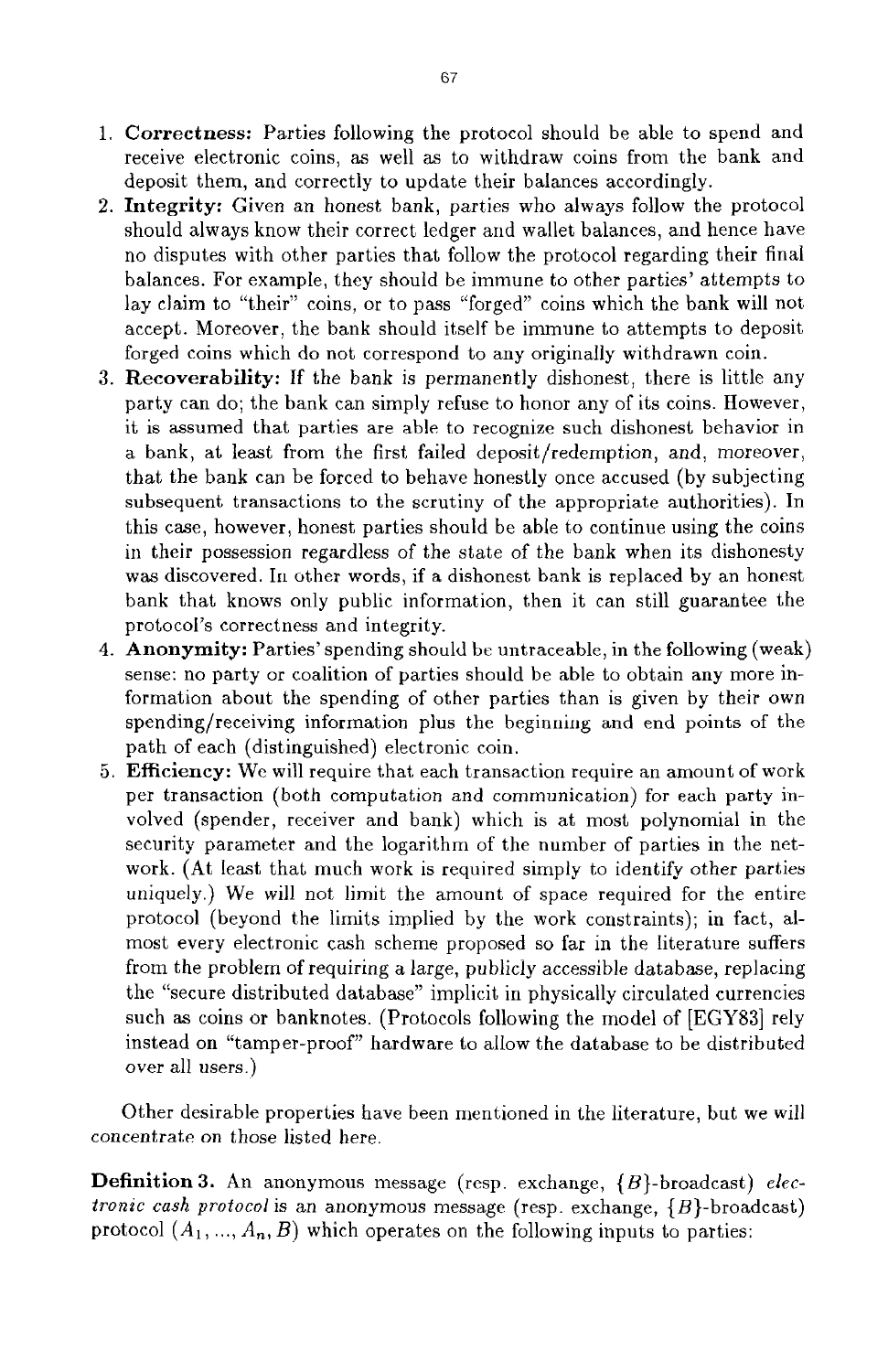1. **Correctness:** Parties following the protocol should be able to spend and receive electronic coins, as well as to withdraw coins from the bank and deposit them, and correctly to update their balances accordingly.
2. **Integrity:** Given an honest bank, parties who always follow the protocol should always know their correct ledger and wallet balances, and hence have no disputes with other parties that follow the protocol regarding their final balances. For example, they should be immune to other parties' attempts to lay claim to "their" coins, or to pass "forged" coins which the bank will not accept. Moreover, the bank should itself be immune to attempts to deposit forged coins which do not correspond to any originally withdrawn coin.
3. **Recoverability:** If the bank is permanently dishonest, there is little any party can do; the bank can simply refuse to honor any of its coins. However, it is assumed that parties are able to recognize such dishonest behavior in a bank, at least from the first failed deposit/redemption, and, moreover, that the bank can be forced to behave honestly once accused (by subjecting subsequent transactions to the scrutiny of the appropriate authorities). In this case, however, honest parties should be able to continue using the coins in their possession regardless of the state of the bank when its dishonesty was discovered. In other words, if a dishonest bank is replaced by an honest bank that knows only public information, then it can still guarantee the protocol's correctness and integrity.
4. **Anonymity:** Parties' spending should be untraceable, in the following (weak) sense: no party or coalition of parties should be able to obtain any more information about the spending of other parties than is given by their own spending/receiving information plus the beginning and end points of the path of each (distinguished) electronic coin.
5. **Efficiency:** We will require that each transaction require an amount of work per transaction (both computation and communication) for each party involved (spender, receiver and bank) which is at most polynomial in the security parameter and the logarithm of the number of parties in the network. (At least that much work is required simply to identify other parties uniquely.) We will not limit the amount of space required for the entire protocol (beyond the limits implied by the work constraints); in fact, almost every electronic cash scheme proposed so far in the literature suffers from the problem of requiring a large, publicly accessible database, replacing the "secure distributed database" implicit in physically circulated currencies such as coins or banknotes. (Protocols following the model of [EGY83] rely instead on "tamper-proof" hardware to allow the database to be distributed over all users.)

Other desirable properties have been mentioned in the literature, but we will concentrate on those listed here.

**Definition 3.** An anonymous message (resp. exchange, $\{B\}$-broadcast) *electronic cash protocol* is an anonymous message (resp. exchange, $\{B\}$-broadcast) protocol $(A_1, ..., A_n, B)$ which operates on the following inputs to parties: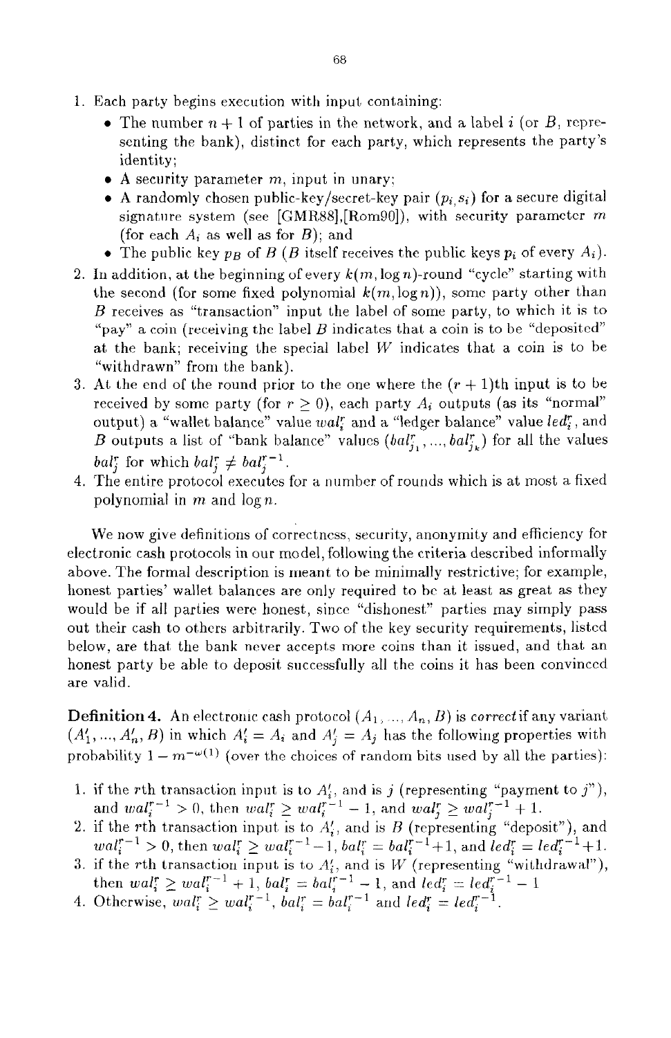1. Each party begins execution with input containing:
   - The number $n+1$ of parties in the network, and a label $i$ (or $B$, representing the bank), distinct for each party, which represents the party's identity;
   - A security parameter $m$, input in unary;
   - A randomly chosen public-key/secret-key pair $(p_i, s_i)$ for a secure digital signature system (see [GMR88],[Rom90]), with security parameter $m$ (for each $A_i$ as well as for $B$); and
   - The public key $p_B$ of $B$ ($B$ itself receives the public keys $p_i$ of every $A_i$).
2. In addition, at the beginning of every $k(m, \log n)$-round "cycle" starting with the second (for some fixed polynomial $k(m, \log n)$), some party other than $B$ receives as "transaction" input the label of some party, to which it is to "pay" a coin (receiving the label $B$ indicates that a coin is to be "deposited" at the bank; receiving the special label $W$ indicates that a coin is to be "withdrawn" from the bank).
3. At the end of the round prior to the one where the $(r+1)$th input is to be received by some party (for $r \geq 0$), each party $A_i$ outputs (as its "normal" output) a "wallet balance" value $wal_i^r$ and a "ledger balance" value $led_i^r$, and $B$ outputs a list of "bank balance" values $(bal_{j_1}^r, ..., bal_{j_k}^r)$ for all the values $bal_j^r$ for which $bal_j^r \neq bal_j^{r-1}$.
4. The entire protocol executes for a number of rounds which is at most a fixed polynomial in $m$ and $\log n$.

We now give definitions of correctness, security, anonymity and efficiency for electronic cash protocols in our model, following the criteria described informally above. The formal description is meant to be minimally restrictive; for example, honest parties' wallet balances are only required to be at least as great as they would be if all parties were honest, since "dishonest" parties may simply pass out their cash to others arbitrarily. Two of the key security requirements, listed below, are that the bank never accepts more coins than it issued, and that an honest party be able to deposit successfully all the coins it has been convinced are valid.

**Definition 4.** An electronic cash protocol $(A_1, ..., A_n, B)$ is *correct* if any variant $(A'_1, ..., A'_n, B)$ in which $A'_i = A_i$ and $A'_j = A_j$ has the following properties with probability $1 - m^{-\omega(1)}$ (over the choices of random bits used by all the parties):

1. if the $r$th transaction input is to $A'_i$, and is $j$ (representing "payment to $j$"), and $wal_i^{r-1} > 0$, then $wal_i^r \geq wal_i^{r-1} - 1$, and $wal_j^r \geq wal_j^{r-1} + 1$.
2. if the $r$th transaction input is to $A'_i$, and is $B$ (representing "deposit"), and $wal_i^{r-1} > 0$, then $wal_i^r \geq wal_i^{r-1} - 1$, $bal_i^r = bal_i^{r-1} + 1$, and $led_i^r = led_i^{r-1} + 1$.
3. if the $r$th transaction input is to $A'_i$, and is $W$ (representing "withdrawal"), then $wal_i^r \geq wal_i^{r-1} + 1$, $bal_i^r = bal_i^{r-1} - 1$, and $led_i^r = led_i^{r-1} - 1$
4. Otherwise, $wal_i^r \geq wal_i^{r-1}$, $bal_i^r = bal_i^{r-1}$ and $led_i^r = led_i^{r-1}$.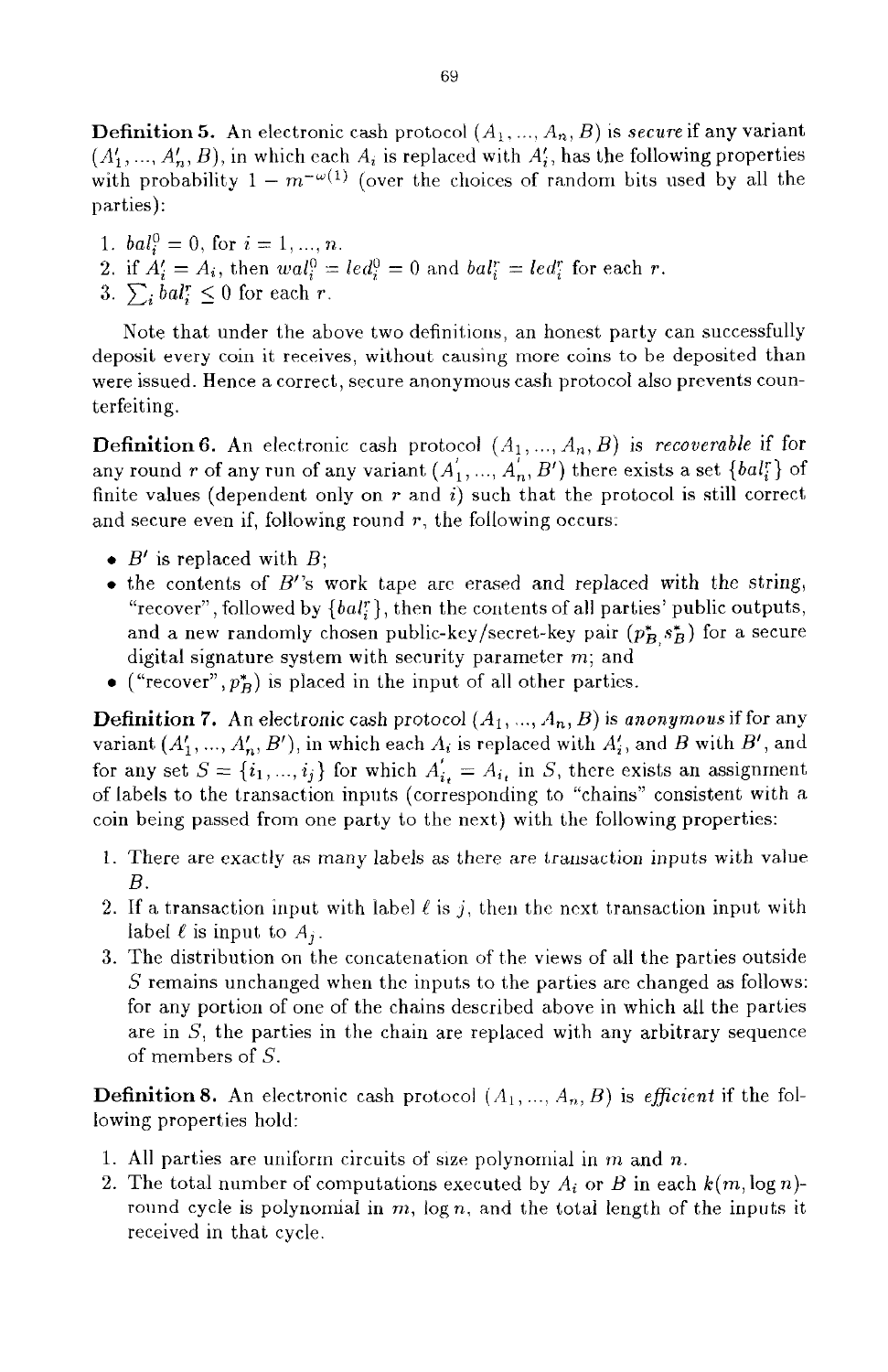**Definition 5.** An electronic cash protocol $(A_1, ..., A_n, B)$ is *secure* if any variant $(A_1', ..., A_n', B)$, in which each $A_i$ is replaced with $A_i'$, has the following properties with probability $1 - m^{-\omega(1)}$ (over the choices of random bits used by all the parties):

1. $bal_i^0 = 0$, for $i = 1, ..., n$.
2. if $A_i' = A_i$, then $wal_i^0 = led_i^0 = 0$ and $bal_i^r = led_i^r$ for each $r$.
3. $\sum_i bal_i^r \leq 0$ for each $r$.

Note that under the above two definitions, an honest party can successfully deposit every coin it receives, without causing more coins to be deposited than were issued. Hence a correct, secure anonymous cash protocol also prevents counterfeiting.

**Definition 6.** An electronic cash protocol $(A_1, ..., A_n, B)$ is *recoverable* if for any round $r$ of any run of any variant $(A_1', ..., A_n', B')$ there exists a set $\{bal_i^r\}$ of finite values (dependent only on $r$ and $i$) such that the protocol is still correct and secure even if, following round $r$, the following occurs:

- $B'$ is replaced with $B$;
- the contents of $B'$'s work tape are erased and replaced with the string, "recover", followed by $\{bal_i^r\}$, then the contents of all parties' public outputs, and a new randomly chosen public-key/secret-key pair $(p_B^*, s_B^*)$ for a secure digital signature system with security parameter $m$; and
- ("recover", $p_B^*$) is placed in the input of all other parties.

**Definition 7.** An electronic cash protocol $(A_1, ..., A_n, B)$ is *anonymous* if for any variant $(A_1', ..., A_n', B')$, in which each $A_i$ is replaced with $A_i'$, and $B$ with $B'$, and for any set $S = \{i_1, ..., i_j\}$ for which $A_{i_t}' = A_{i_t}$ in $S$, there exists an assignment of labels to the transaction inputs (corresponding to "chains" consistent with a coin being passed from one party to the next) with the following properties:

1. There are exactly as many labels as there are transaction inputs with value $B$.
2. If a transaction input with label $\ell$ is $j$, then the next transaction input with label $\ell$ is input to $A_j$.
3. The distribution on the concatenation of the views of all the parties outside $S$ remains unchanged when the inputs to the parties are changed as follows: for any portion of one of the chains described above in which all the parties are in $S$, the parties in the chain are replaced with any arbitrary sequence of members of $S$.

**Definition 8.** An electronic cash protocol $(A_1, ..., A_n, B)$ is *efficient* if the following properties hold:

1. All parties are uniform circuits of size polynomial in $m$ and $n$.
2. The total number of computations executed by $A_i$ or $B$ in each $k(m, \log n)$-round cycle is polynomial in $m$, $\log n$, and the total length of the inputs it received in that cycle.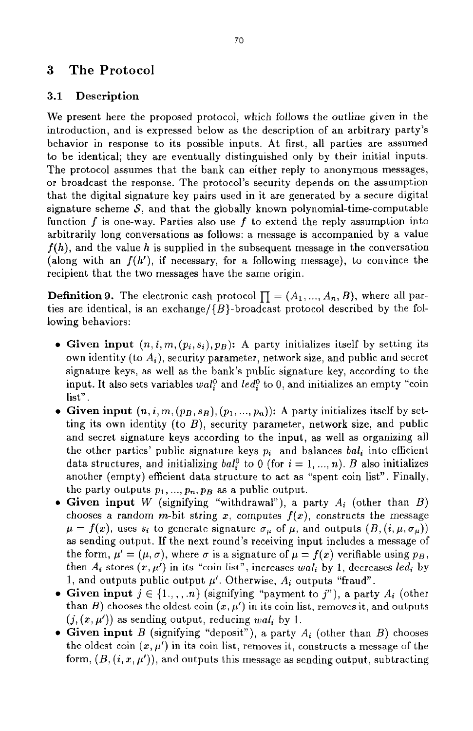## 3 The Protocol

### 3.1 Description

We present here the proposed protocol, which follows the outline given in the introduction, and is expressed below as the description of an arbitrary party's behavior in response to its possible inputs. At first, all parties are assumed to be identical; they are eventually distinguished only by their initial inputs. The protocol assumes that the bank can either reply to anonymous messages, or broadcast the response. The protocol's security depends on the assumption that the digital signature key pairs used in it are generated by a secure digital signature scheme $\mathcal{S}$, and that the globally known polynomial-time-computable function $f$ is one-way. Parties also use $f$ to extend the reply assumption into arbitrarily long conversations as follows: a message is accompanied by a value $f(h)$, and the value $h$ is supplied in the subsequent message in the conversation (along with an $f(h')$, if necessary, for a following message), to convince the recipient that the two messages have the same origin.

**Definition 9.** The electronic cash protocol $\prod = (A_1, ..., A_n, B)$, where all parties are identical, is an exchange/$\{B\}$-broadcast protocol described by the following behaviors:

- **Given input** $(n, i, m, (p_i, s_i), p_B)$: A party initializes itself by setting its own identity (to $A_i$), security parameter, network size, and public and secret signature keys, as well as the bank's public signature key, according to the input. It also sets variables $wal_i^0$ and $led_i^0$ to 0, and initializes an empty "coin list".
- **Given input** $(n, i, m, (p_B, s_B), (p_1, ..., p_n))$: A party initializes itself by setting its own identity (to $B$), security parameter, network size, and public and secret signature keys according to the input, as well as organizing all the other parties' public signature keys $p_i$ and balances $bal_i$ into efficient data structures, and initializing $bal_i^0$ to 0 (for $i = 1, ..., n$). $B$ also initializes another (empty) efficient data structure to act as "spent coin list". Finally, the party outputs $p_1, ..., p_n, p_B$ as a public output.
- **Given input** $W$ (signifying "withdrawal"), a party $A_i$ (other than $B$) chooses a random $m$-bit string $x$, computes $f(x)$, constructs the message $\mu = f(x)$, uses $s_i$ to generate signature $\sigma_\mu$ of $\mu$, and outputs $(B, (i, \mu, \sigma_\mu))$ as sending output. If the next round's receiving input includes a message of the form, $\mu' = (\mu, \sigma)$, where $\sigma$ is a signature of $\mu = f(x)$ verifiable using $p_B$, then $A_i$ stores $(x, \mu')$ in its "coin list", increases $wal_i$ by 1, decreases $led_i$ by 1, and outputs public output $\mu'$. Otherwise, $A_i$ outputs "fraud".
- **Given input** $j \in \{1.,,,.n\}$ (signifying "payment to $j$"), a party $A_i$ (other than $B$) chooses the oldest coin $(x, \mu')$ in its coin list, removes it, and outputs $(j, (x, \mu'))$ as sending output, reducing $wal_i$ by 1.
- **Given input** $B$ (signifying "deposit"), a party $A_i$ (other than $B$) chooses the oldest coin $(x, \mu')$ in its coin list, removes it, constructs a message of the form, $(B, (i, x, \mu'))$, and outputs this message as sending output, subtracting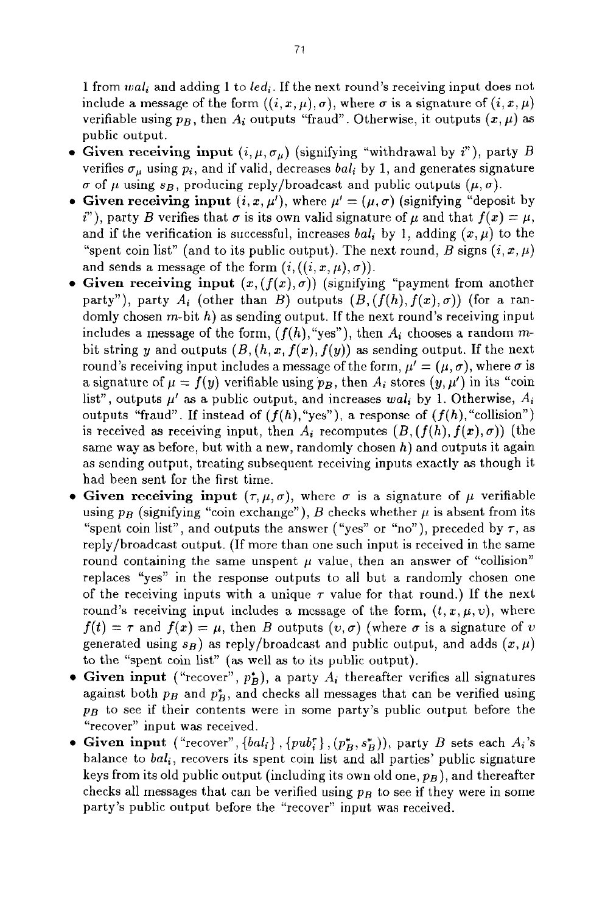1 from $wal_i$ and adding 1 to $led_i$. If the next round's receiving input does not include a message of the form $((i, x, \mu), \sigma)$, where $\sigma$ is a signature of $(i, x, \mu)$ verifiable using $p_B$, then $A_i$ outputs "fraud". Otherwise, it outputs $(x, \mu)$ as public output.

- **Given receiving input** $(i, \mu, \sigma_\mu)$ (signifying "withdrawal by $i$"), party $B$ verifies $\sigma_\mu$ using $p_i$, and if valid, decreases $bal_i$ by 1, and generates signature $\sigma$ of $\mu$ using $s_B$, producing reply/broadcast and public outputs $(\mu, \sigma)$.
- **Given receiving input** $(i, x, \mu')$, where $\mu' = (\mu, \sigma)$ (signifying "deposit by $i$"), party $B$ verifies that $\sigma$ is its own valid signature of $\mu$ and that $f(x) = \mu$, and if the verification is successful, increases $bal_i$ by 1, adding $(x, \mu)$ to the "spent coin list" (and to its public output). The next round, $B$ signs $(i, x, \mu)$ and sends a message of the form $(i, ((i, x, \mu), \sigma))$.
- **Given receiving input** $(x, (f(x), \sigma))$ (signifying "payment from another party"), party $A_i$ (other than $B$) outputs $(B, (f(h), f(x), \sigma))$ (for a randomly chosen $m$-bit $h$) as sending output. If the next round's receiving input includes a message of the form, $(f(h), \text{"yes"})$, then $A_i$ chooses a random $m$-bit string $y$ and outputs $(B, (h, x, f(x), f(y))$ as sending output. If the next round's receiving input includes a message of the form, $\mu' = (\mu, \sigma)$, where $\sigma$ is a signature of $\mu = f(y)$ verifiable using $p_B$, then $A_i$ stores $(y, \mu')$ in its "coin list", outputs $\mu'$ as a public output, and increases $wal_i$ by 1. Otherwise, $A_i$ outputs "fraud". If instead of $(f(h), \text{"yes"})$, a response of $(f(h), \text{"collision"})$ is received as receiving input, then $A_i$ recomputes $(B, (f(h), f(x), \sigma))$ (the same way as before, but with a new, randomly chosen $h$) and outputs it again as sending output, treating subsequent receiving inputs exactly as though it had been sent for the first time.
- **Given receiving input** $(\tau, \mu, \sigma)$, where $\sigma$ is a signature of $\mu$ verifiable using $p_B$ (signifying "coin exchange"), $B$ checks whether $\mu$ is absent from its "spent coin list", and outputs the answer ("yes" or "no"), preceded by $\tau$, as reply/broadcast output. (If more than one such input is received in the same round containing the same unspent $\mu$ value, then an answer of "collision" replaces "yes" in the response outputs to all but a randomly chosen one of the receiving inputs with a unique $\tau$ value for that round.) If the next round's receiving input includes a message of the form, $(t, x, \mu, v)$, where $f(t) = \tau$ and $f(x) = \mu$, then $B$ outputs $(v, \sigma)$ (where $\sigma$ is a signature of $v$ generated using $s_B$) as reply/broadcast and public output, and adds $(x, \mu)$ to the "spent coin list" (as well as to its public output).
- **Given input** ("recover", $p_B^*$), a party $A_i$ thereafter verifies all signatures against both $p_B$ and $p_B^*$, and checks all messages that can be verified using $p_B$ to see if their contents were in some party's public output before the "recover" input was received.
- **Given input** ("recover", $\{bal_i\}$, $\{pub_i^r\}$, $(p_B^*, s_B^*)$), party $B$ sets each $A_i$'s balance to $bal_i$, recovers its spent coin list and all parties' public signature keys from its old public output (including its own old one, $p_B$), and thereafter checks all messages that can be verified using $p_B$ to see if they were in some party's public output before the "recover" input was received.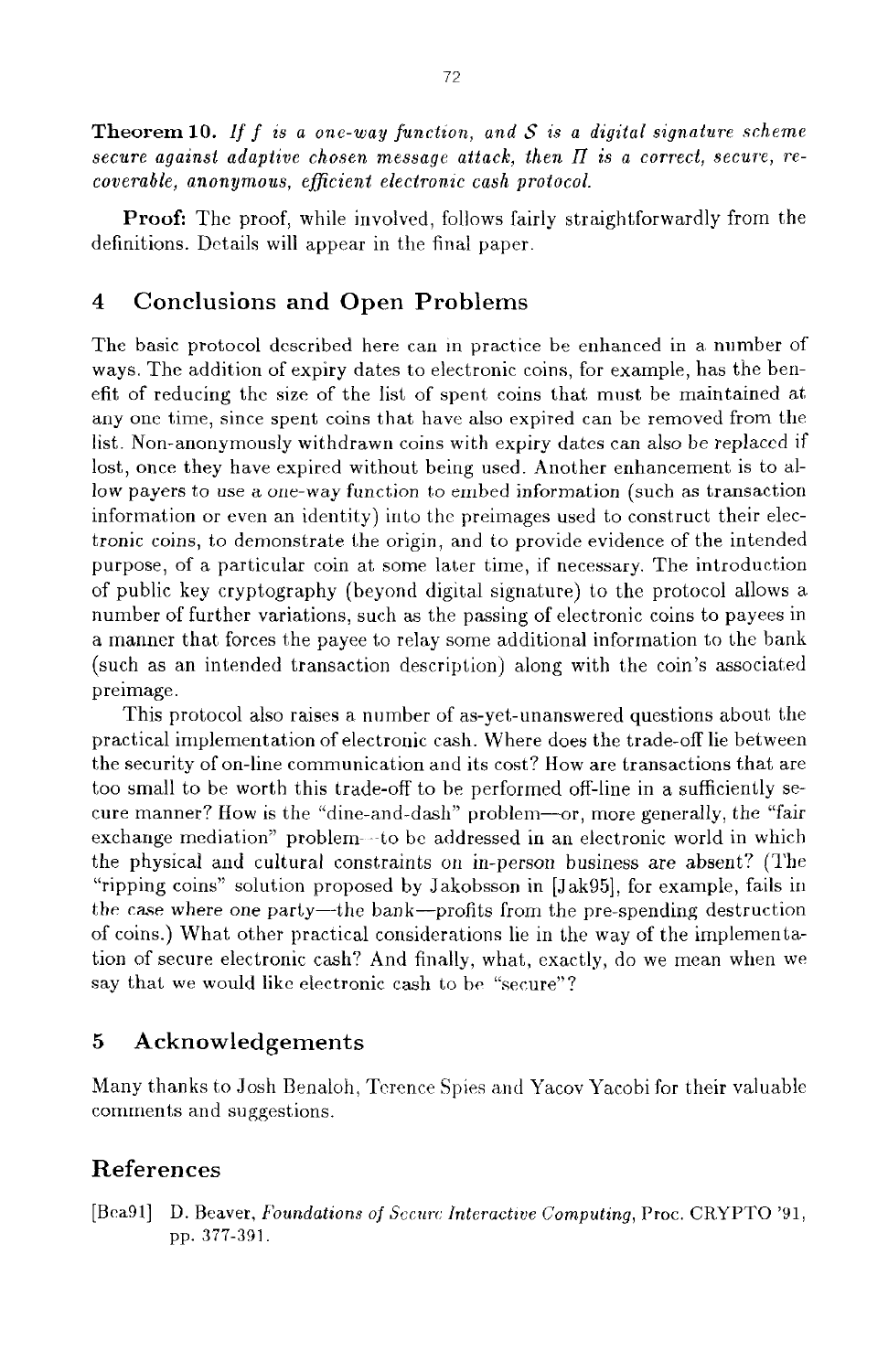**Theorem 10.** *If $f$ is a one-way function, and $\mathcal{S}$ is a digital signature scheme secure against adaptive chosen message attack, then $\Pi$ is a correct, secure, recoverable, anonymous, efficient electronic cash protocol.*

**Proof:** The proof, while involved, follows fairly straightforwardly from the definitions. Details will appear in the final paper.

## 4 Conclusions and Open Problems

The basic protocol described here can in practice be enhanced in a number of ways. The addition of expiry dates to electronic coins, for example, has the benefit of reducing the size of the list of spent coins that must be maintained at any one time, since spent coins that have also expired can be removed from the list. Non-anonymously withdrawn coins with expiry dates can also be replaced if lost, once they have expired without being used. Another enhancement is to allow payers to use a one-way function to embed information (such as transaction information or even an identity) into the preimages used to construct their electronic coins, to demonstrate the origin, and to provide evidence of the intended purpose, of a particular coin at some later time, if necessary. The introduction of public key cryptography (beyond digital signature) to the protocol allows a number of further variations, such as the passing of electronic coins to payees in a manner that forces the payee to relay some additional information to the bank (such as an intended transaction description) along with the coin's associated preimage.

This protocol also raises a number of as-yet-unanswered questions about the practical implementation of electronic cash. Where does the trade-off lie between the security of on-line communication and its cost? How are transactions that are too small to be worth this trade-off to be performed off-line in a sufficiently secure manner? How is the "dine-and-dash" problem—or, more generally, the "fair exchange mediation" problem—to be addressed in an electronic world in which the physical and cultural constraints on in-person business are absent? (The "ripping coins" solution proposed by Jakobsson in [Jak95], for example, fails in the case where one party—the bank—profits from the pre-spending destruction of coins.) What other practical considerations lie in the way of the implementation of secure electronic cash? And finally, what, exactly, do we mean when we say that we would like electronic cash to be "secure"?

## 5 Acknowledgements

Many thanks to Josh Benaloh, Terence Spies and Yacov Yacobi for their valuable comments and suggestions.

## References

[Bea91] D. Beaver, *Foundations of Secure Interactive Computing*, Proc. CRYPTO '91, pp. 377-391.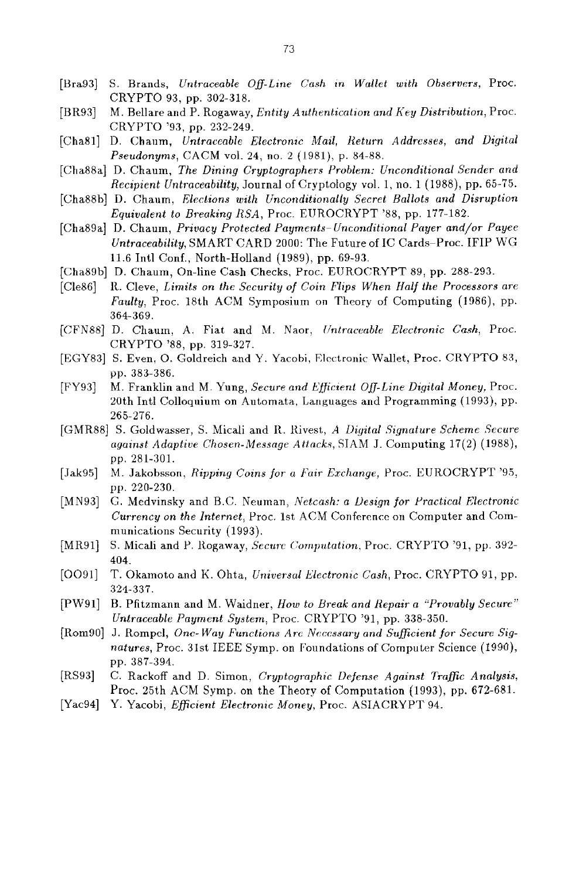[Bra93] S. Brands, *Untraceable Off-Line Cash in Wallet with Observers*, Proc. CRYPTO 93, pp. 302-318.

[BR93] M. Bellare and P. Rogaway, *Entity Authentication and Key Distribution*, Proc. CRYPTO '93, pp. 232-249.

[Cha81] D. Chaum, *Untraceable Electronic Mail, Return Addresses, and Digital Pseudonyms*, CACM vol. 24, no. 2 (1981), p. 84-88.

[Cha88a] D. Chaum, *The Dining Cryptographers Problem: Unconditional Sender and Recipient Untraceability*, Journal of Cryptology vol. 1, no. 1 (1988), pp. 65-75.

[Cha88b] D. Chaum, *Elections with Unconditionally Secret Ballots and Disruption Equivalent to Breaking RSA*, Proc. EUROCRYPT '88, pp. 177-182.

[Cha89a] D. Chaum, *Privacy Protected Payments–Unconditional Payer and/or Payee Untraceability*, SMART CARD 2000: The Future of IC Cards–Proc. IFIP WG 11.6 Intl Conf., North-Holland (1989), pp. 69-93.

[Cha89b] D. Chaum, On-line Cash Checks, Proc. EUROCRYPT 89, pp. 288-293.

[Cle86] R. Cleve, *Limits on the Security of Coin Flips When Half the Processors are Faulty*, Proc. 18th ACM Symposium on Theory of Computing (1986), pp. 364-369.

[CFN88] D. Chaum, A. Fiat and M. Naor, *Untraceable Electronic Cash*, Proc. CRYPTO '88, pp. 319-327.

[EGY83] S. Even, O. Goldreich and Y. Yacobi, Electronic Wallet, Proc. CRYPTO 83, pp. 383-386.

[FY93] M. Franklin and M. Yung, *Secure and Efficient Off-Line Digital Money*, Proc. 20th Intl Colloquium on Automata, Languages and Programming (1993), pp. 265-276.

[GMR88] S. Goldwasser, S. Micali and R. Rivest, *A Digital Signature Scheme Secure against Adaptive Chosen-Message Attacks*, SIAM J. Computing 17(2) (1988), pp. 281-301.

[Jak95] M. Jakobsson, *Ripping Coins for a Fair Exchange*, Proc. EUROCRYPT '95, pp. 220-230.

[MN93] G. Medvinsky and B.C. Neuman, *Netcash: a Design for Practical Electronic Currency on the Internet*, Proc. 1st ACM Conference on Computer and Communications Security (1993).

[MR91] S. Micali and P. Rogaway, *Secure Computation*, Proc. CRYPTO '91, pp. 392-404.

[OO91] T. Okamoto and K. Ohta, *Universal Electronic Cash*, Proc. CRYPTO 91, pp. 324-337.

[PW91] B. Pfitzmann and M. Waidner, *How to Break and Repair a "Provably Secure" Untraceable Payment System*, Proc. CRYPTO '91, pp. 338-350.

[Rom90] J. Rompel, *One-Way Functions Are Necessary and Sufficient for Secure Signatures*, Proc. 31st IEEE Symp. on Foundations of Computer Science (1990), pp. 387-394.

[RS93] C. Rackoff and D. Simon, *Cryptographic Defense Against Traffic Analysis*, Proc. 25th ACM Symp. on the Theory of Computation (1993), pp. 672-681.

[Yac94] Y. Yacobi, *Efficient Electronic Money*, Proc. ASIACRYPT 94.